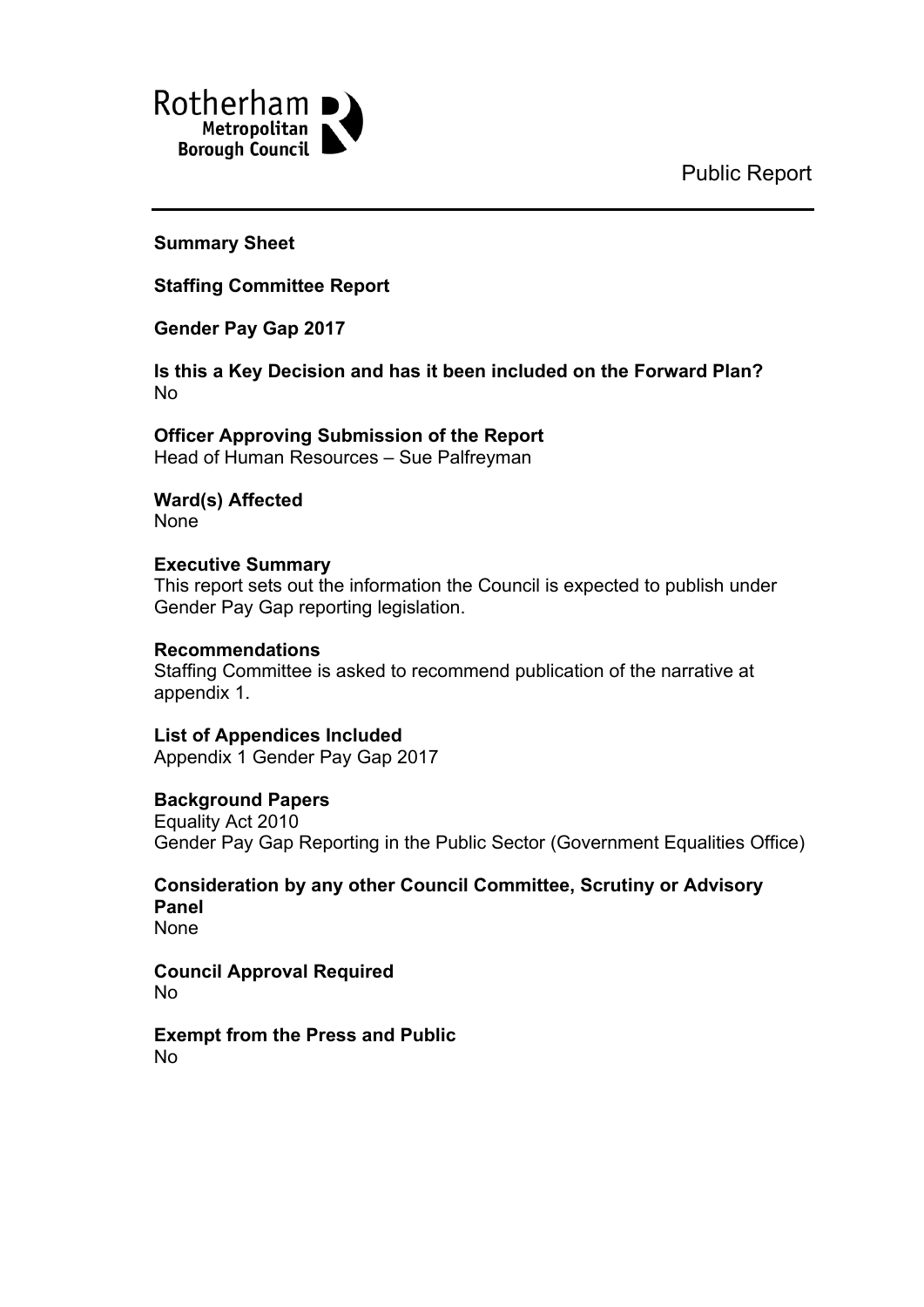Rotherham Metropolitan Borough Council

Public Report

**Summary Sheet**

**Staffing Committee Report**

**Gender Pay Gap 2017**

**Is this a Key Decision and has it been included on the Forward Plan?**
No

**Officer Approving Submission of the Report**
Head of Human Resources – Sue Palfreyman

**Ward(s) Affected**
None

**Executive Summary**
This report sets out the information the Council is expected to publish under Gender Pay Gap reporting legislation.

**Recommendations**
Staffing Committee is asked to recommend publication of the narrative at appendix 1.

**List of Appendices Included**
Appendix 1 Gender Pay Gap 2017

**Background Papers**
Equality Act 2010
Gender Pay Gap Reporting in the Public Sector (Government Equalities Office)

**Consideration by any other Council Committee, Scrutiny or Advisory Panel**
None

**Council Approval Required**
No

**Exempt from the Press and Public**
No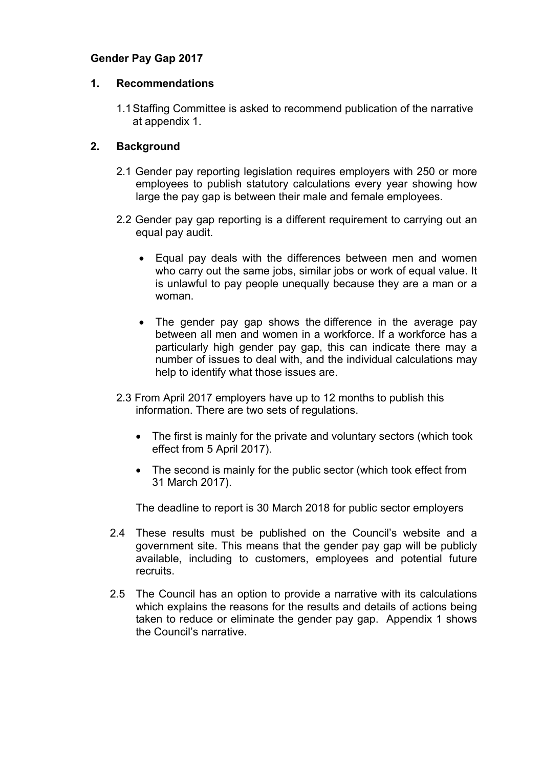# Gender Pay Gap 2017

## 1. Recommendations

1.1 Staffing Committee is asked to recommend publication of the narrative at appendix 1.

## 2. Background

2.1 Gender pay reporting legislation requires employers with 250 or more employees to publish statutory calculations every year showing how large the pay gap is between their male and female employees.

2.2 Gender pay gap reporting is a different requirement to carrying out an equal pay audit.

- Equal pay deals with the differences between men and women who carry out the same jobs, similar jobs or work of equal value. It is unlawful to pay people unequally because they are a man or a woman.
- The gender pay gap shows the difference in the average pay between all men and women in a workforce. If a workforce has a particularly high gender pay gap, this can indicate there may a number of issues to deal with, and the individual calculations may help to identify what those issues are.

2.3 From April 2017 employers have up to 12 months to publish this information. There are two sets of regulations.

- The first is mainly for the private and voluntary sectors (which took effect from 5 April 2017).
- The second is mainly for the public sector (which took effect from 31 March 2017).

The deadline to report is 30 March 2018 for public sector employers

2.4 These results must be published on the Council's website and a government site. This means that the gender pay gap will be publicly available, including to customers, employees and potential future recruits.

2.5 The Council has an option to provide a narrative with its calculations which explains the reasons for the results and details of actions being taken to reduce or eliminate the gender pay gap. Appendix 1 shows the Council's narrative.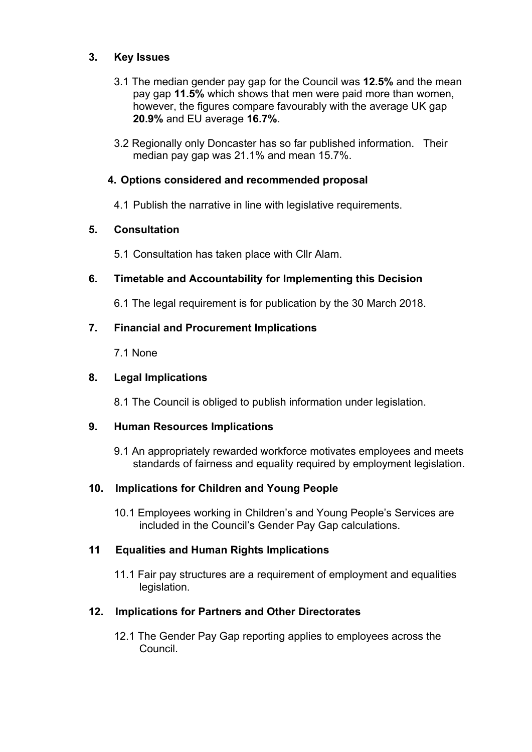## 3. Key Issues

3.1 The median gender pay gap for the Council was **12.5%** and the mean pay gap **11.5%** which shows that men were paid more than women, however, the figures compare favourably with the average UK gap **20.9%** and EU average **16.7%**.

3.2 Regionally only Doncaster has so far published information. Their median pay gap was 21.1% and mean 15.7%.

## 4. Options considered and recommended proposal

4.1 Publish the narrative in line with legislative requirements.

## 5. Consultation

5.1 Consultation has taken place with Cllr Alam.

## 6. Timetable and Accountability for Implementing this Decision

6.1 The legal requirement is for publication by the 30 March 2018.

## 7. Financial and Procurement Implications

7.1 None

## 8. Legal Implications

8.1 The Council is obliged to publish information under legislation.

## 9. Human Resources Implications

9.1 An appropriately rewarded workforce motivates employees and meets standards of fairness and equality required by employment legislation.

## 10. Implications for Children and Young People

10.1 Employees working in Children's and Young People's Services are included in the Council's Gender Pay Gap calculations.

## 11 Equalities and Human Rights Implications

11.1 Fair pay structures are a requirement of employment and equalities legislation.

## 12. Implications for Partners and Other Directorates

12.1 The Gender Pay Gap reporting applies to employees across the Council.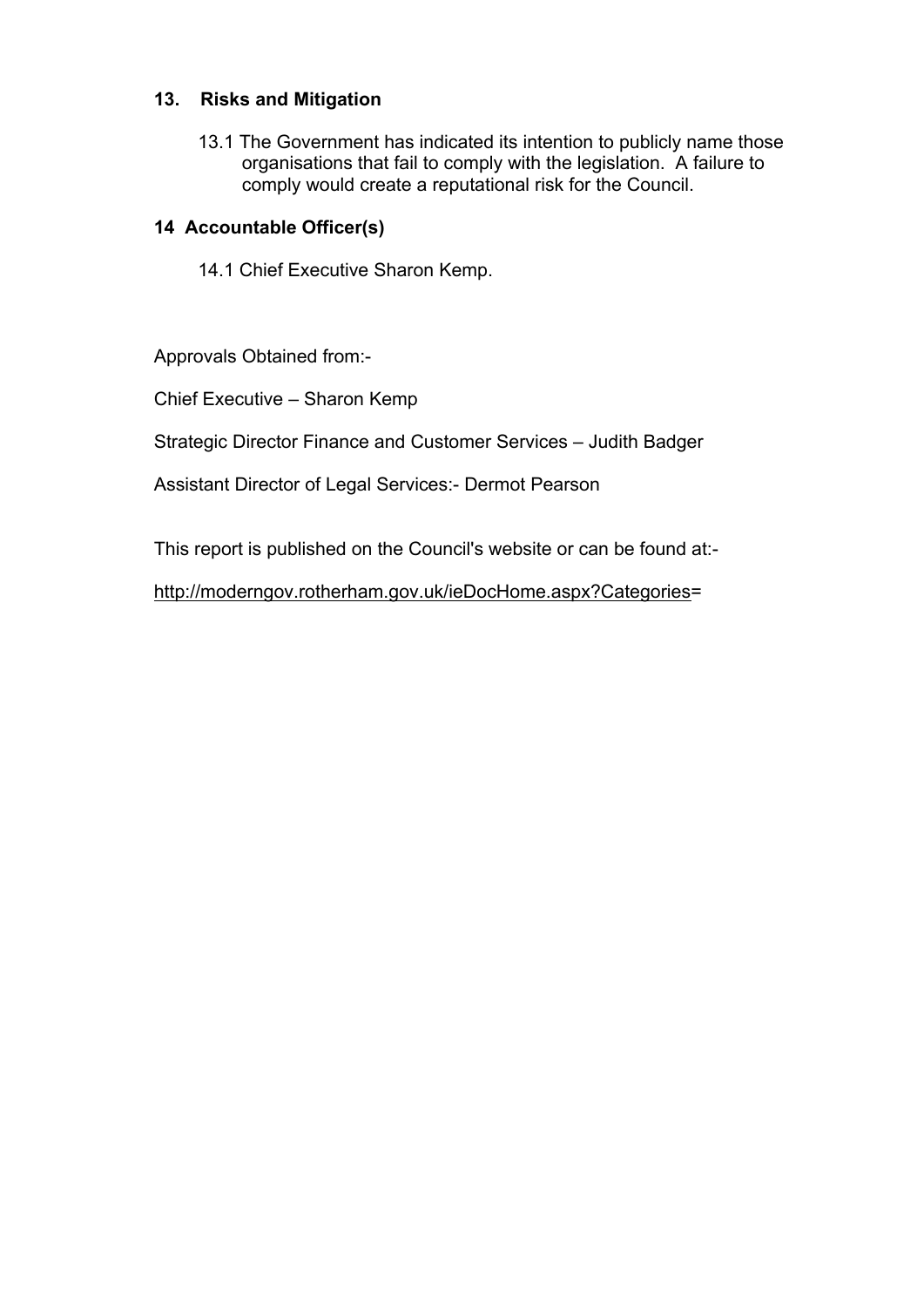## 13. Risks and Mitigation

13.1 The Government has indicated its intention to publicly name those organisations that fail to comply with the legislation. A failure to comply would create a reputational risk for the Council.

## 14 Accountable Officer(s)

14.1 Chief Executive Sharon Kemp.

Approvals Obtained from:-

Chief Executive – Sharon Kemp

Strategic Director Finance and Customer Services – Judith Badger

Assistant Director of Legal Services:- Dermot Pearson

This report is published on the Council's website or can be found at:-

http://moderngov.rotherham.gov.uk/ieDocHome.aspx?Categories=